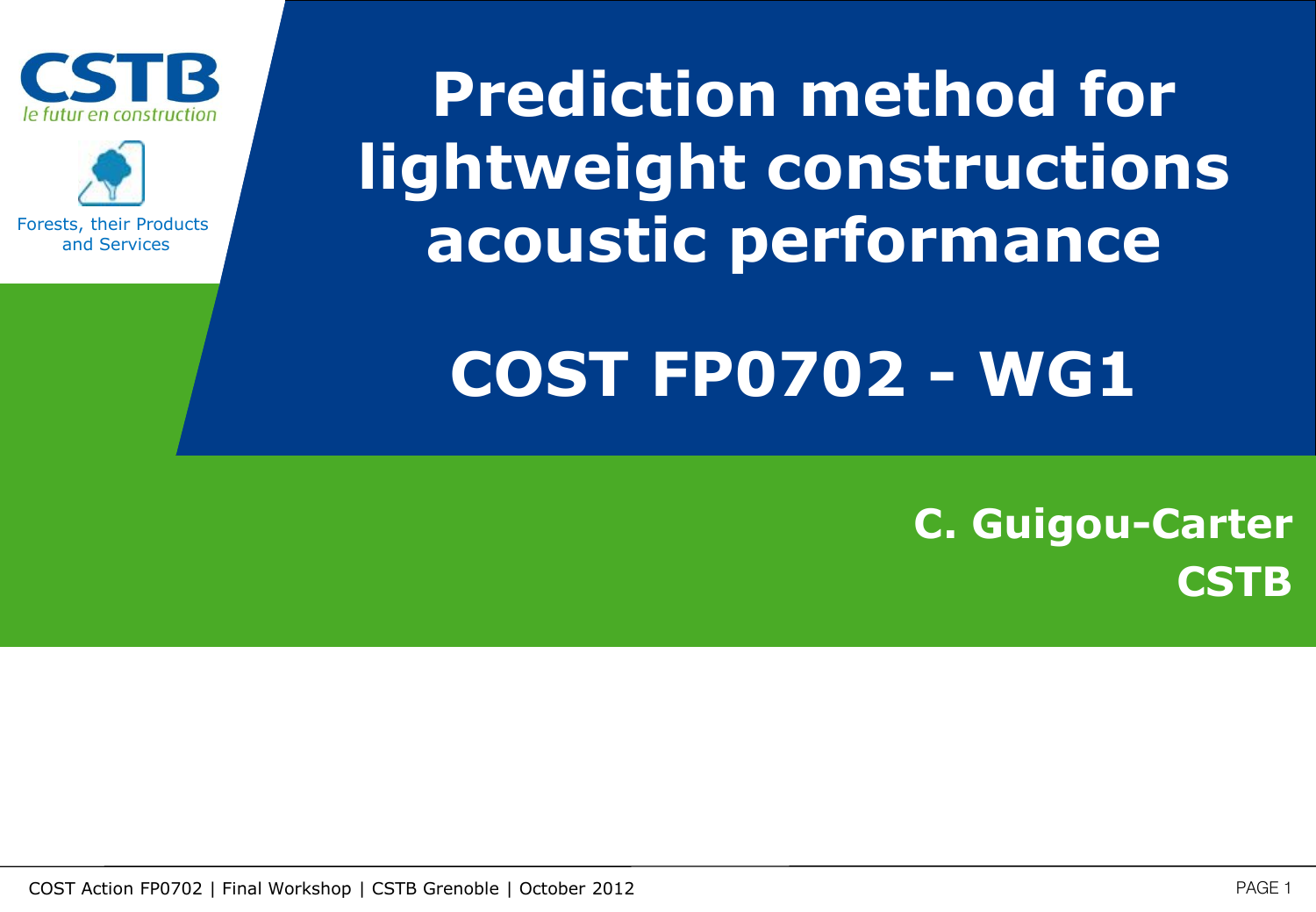CSTB
*le futur en construction*

Forests, their Products and Services

# Prediction method for lightweight constructions acoustic performance

# COST FP0702 - WG1

**C. Guigou-Carter**
**CSTB**

COST Action FP0702 | Final Workshop | CSTB Grenoble | October 2012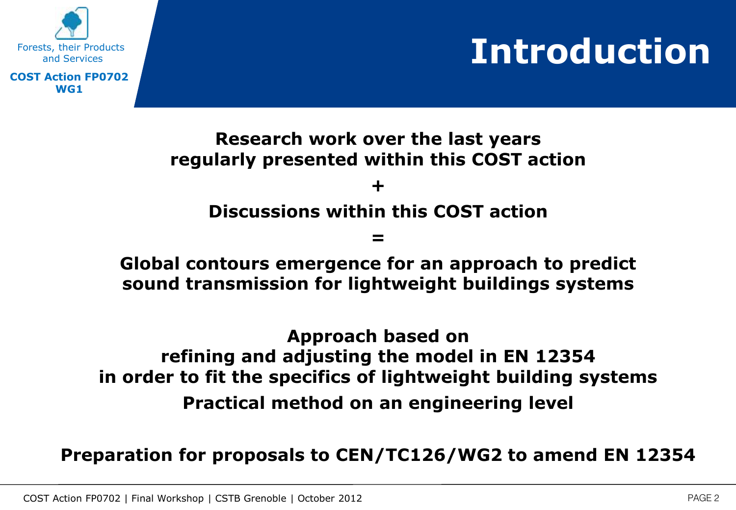# Introduction

**Research work over the last years regularly presented within this COST action**

**+**

**Discussions within this COST action**

**=**

**Global contours emergence for an approach to predict sound transmission for lightweight buildings systems**

**Approach based on refining and adjusting the model in EN 12354 in order to fit the specifics of lightweight building systems**

**Practical method on an engineering level**

**Preparation for proposals to CEN/TC126/WG2 to amend EN 12354**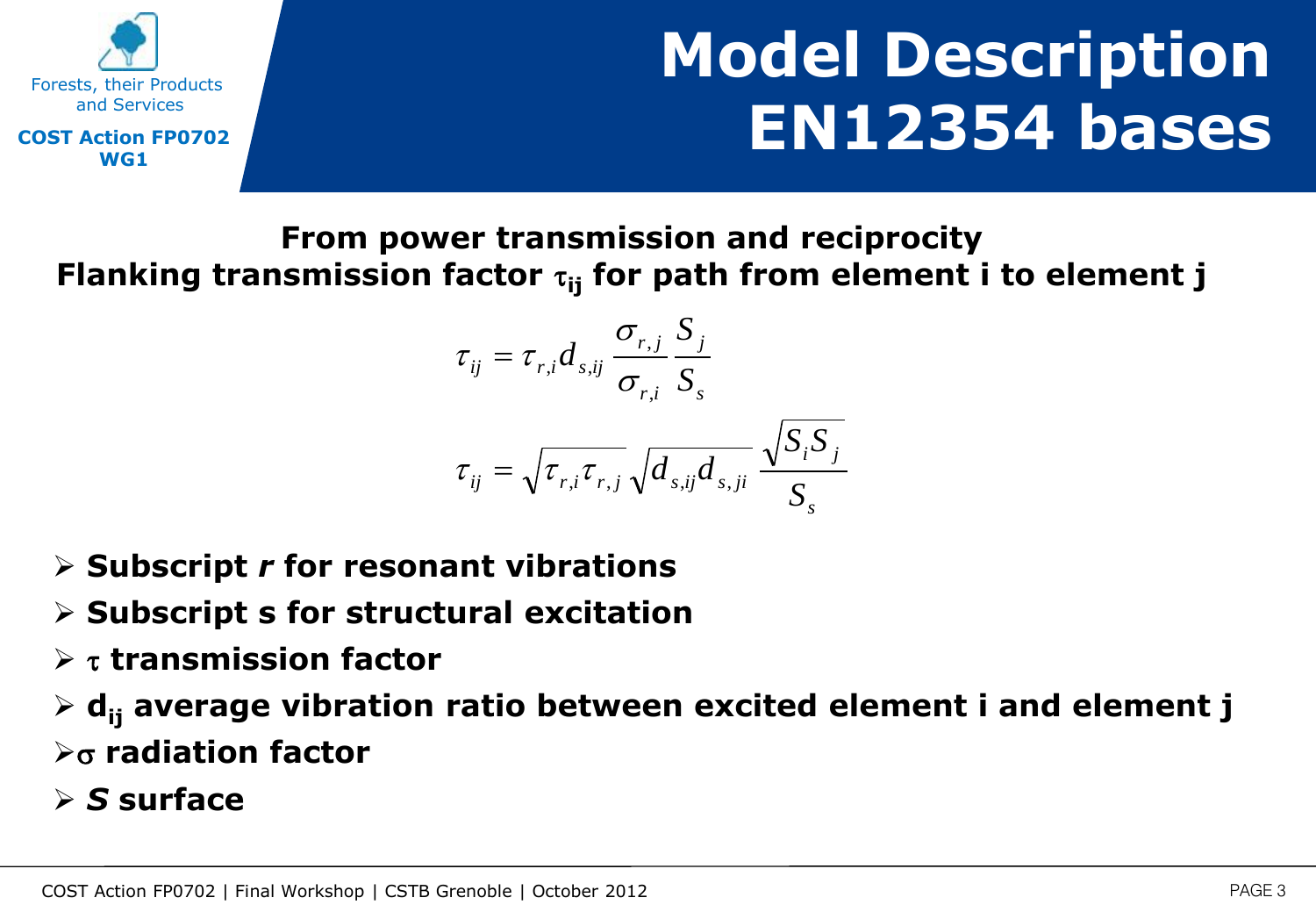# Model Description EN12354 bases

Forests, their Products and Services

**COST Action FP0702 WG1**

**From power transmission and reciprocity**

**Flanking transmission factor $\tau_{ij}$ for path from element i to element j**

$$\tau_{ij} = \tau_{r,i} d_{s,ij} \frac{\sigma_{r,j}}{\sigma_{r,i}} \frac{S_j}{S_s}$$

$$\tau_{ij} = \sqrt{\tau_{r,i}\tau_{r,j}} \sqrt{d_{s,ij} d_{s,ji}} \frac{\sqrt{S_i S_j}}{S_s}$$

- **Subscript *r* for resonant vibrations**
- **Subscript s for structural excitation**
- **$\tau$ transmission factor**
- **$d_{ij}$ average vibration ratio between excited element i and element j**
- **$\sigma$ radiation factor**
- ***S* surface**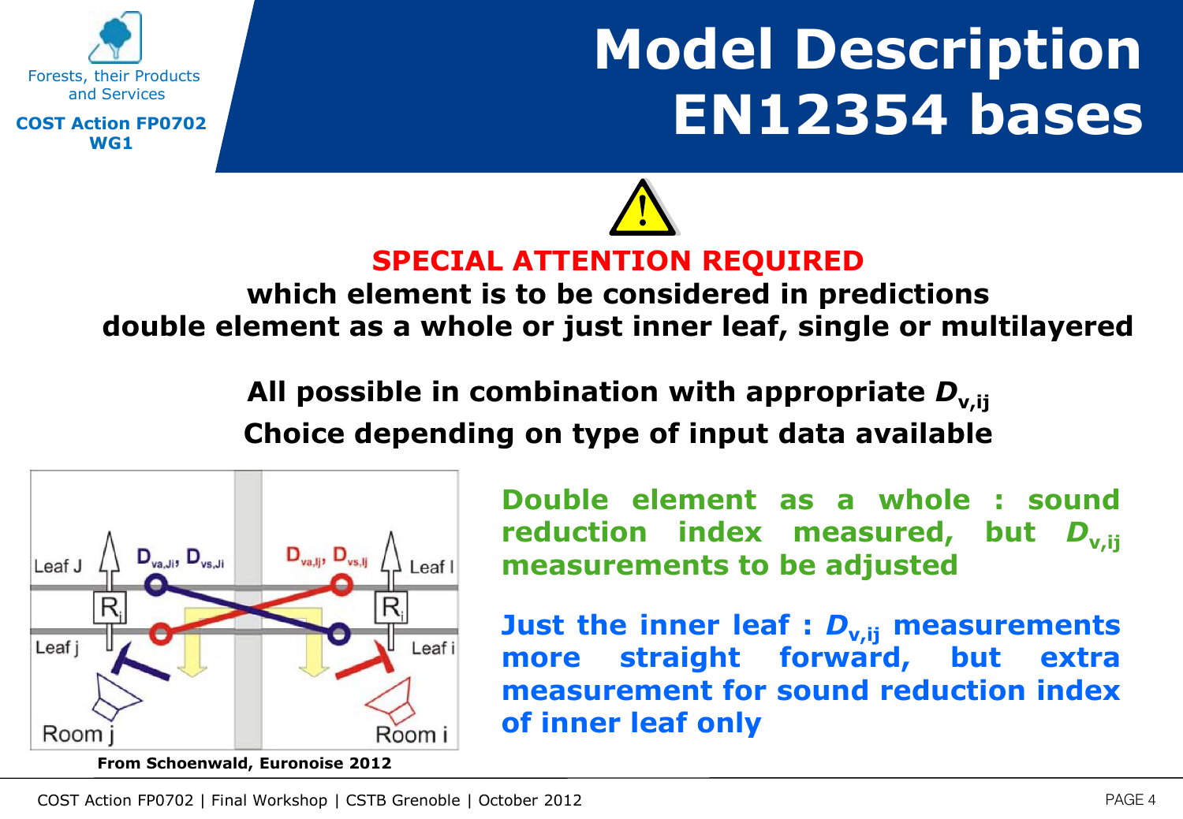# Model Description EN12354 bases

**SPECIAL ATTENTION REQUIRED**

**which element is to be considered in predictions**
**double element as a whole or just inner leaf, single or multilayered**

**All possible in combination with appropriate $D_{v,ij}$**
**Choice depending on type of input data available**

From Schoenwald, Euronoise 2012

**Double element as a whole : sound reduction index measured, but $D_{v,ij}$ measurements to be adjusted**

**Just the inner leaf : $D_{v,ij}$ measurements more straight forward, but extra measurement for sound reduction index of inner leaf only**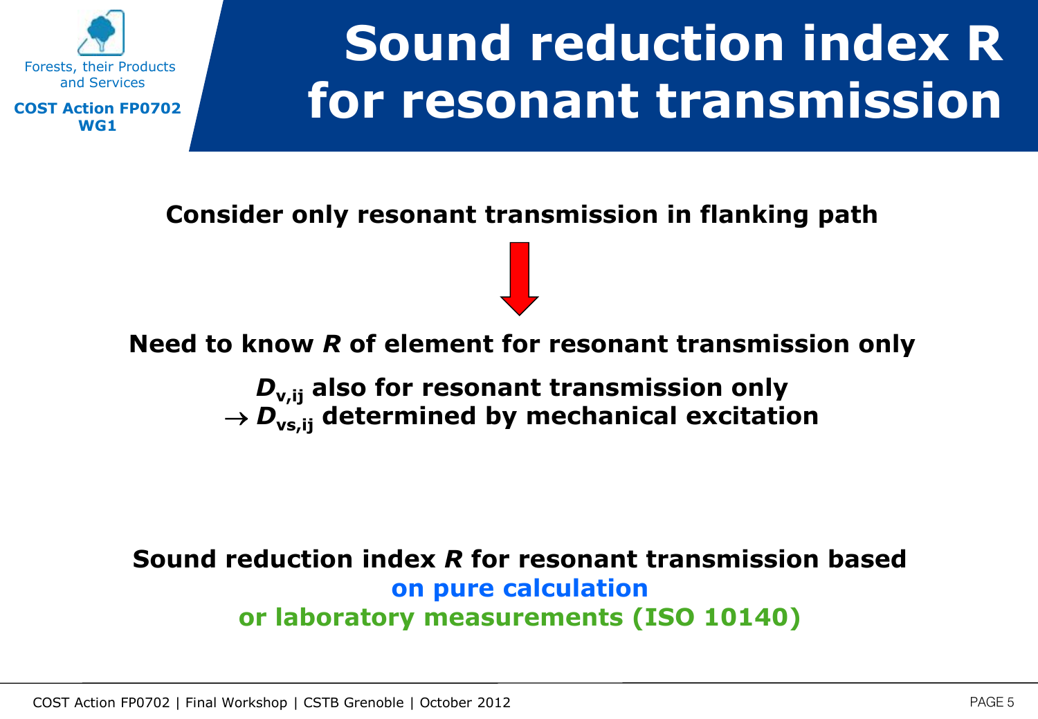# Sound reduction index R for resonant transmission

**Consider only resonant transmission in flanking path**

↓

**Need to know *R* of element for resonant transmission only**

**$D_{v,ij}$ also for resonant transmission only**
**$\rightarrow$ $D_{vs,ij}$ determined by mechanical excitation**

**Sound reduction index *R* for resonant transmission based**
**on pure calculation**
**or laboratory measurements (ISO 10140)**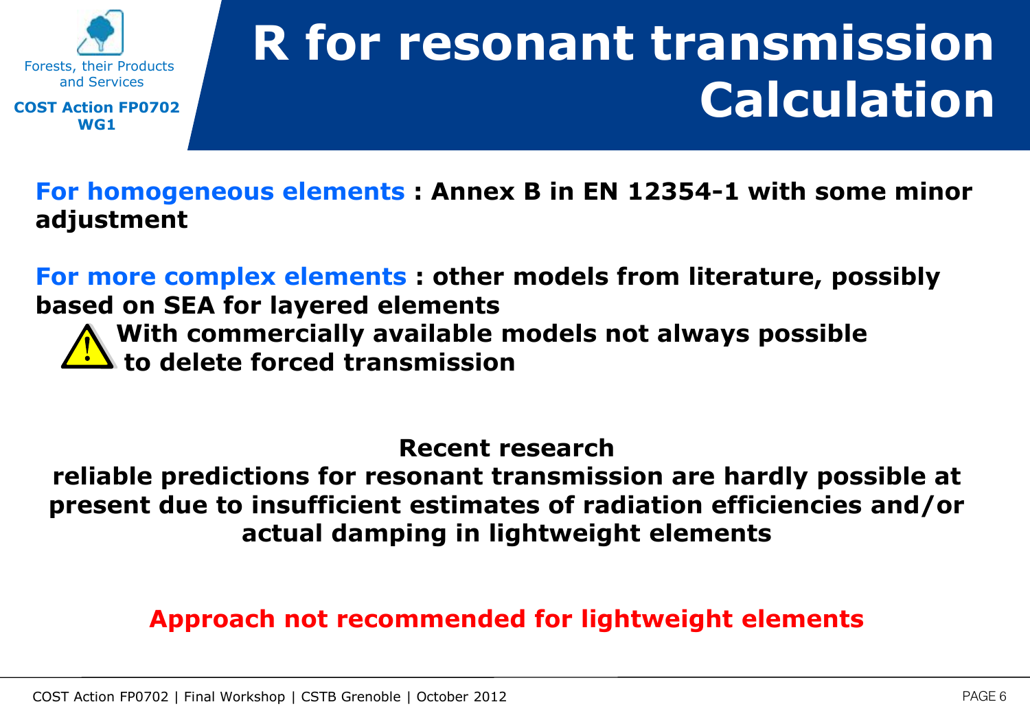# R for resonant transmission Calculation

**For homogeneous elements : Annex B in EN 12354-1 with some minor adjustment**

**For more complex elements : other models from literature, possibly based on SEA for layered elements**

**⚠ With commercially available models not always possible to delete forced transmission**

**Recent research**
**reliable predictions for resonant transmission are hardly possible at present due to insufficient estimates of radiation efficiencies and/or actual damping in lightweight elements**

**Approach not recommended for lightweight elements**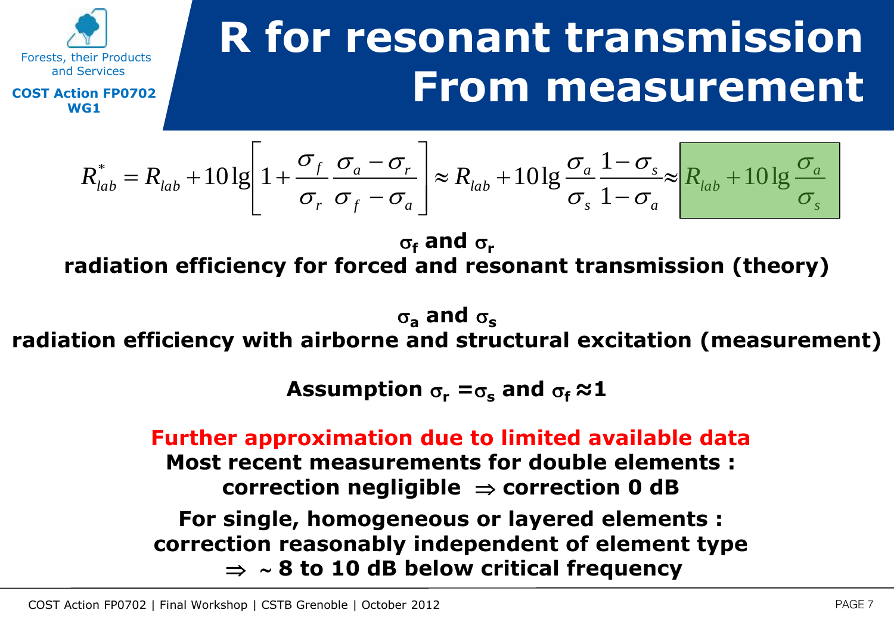# R for resonant transmission From measurement

$$R_{lab}^{*} = R_{lab} + 10\lg\left[1 + \frac{\sigma_f}{\sigma_r}\frac{\sigma_a - \sigma_r}{\sigma_f - \sigma_a}\right] \approx R_{lab} + 10\lg\frac{\sigma_a}{\sigma_s}\frac{1-\sigma_s}{1-\sigma_a} \approx R_{lab} + 10\lg\frac{\sigma_a}{\sigma_s}$$

**$\sigma_f$ and $\sigma_r$**
**radiation efficiency for forced and resonant transmission (theory)**

**$\sigma_a$ and $\sigma_s$**
**radiation efficiency with airborne and structural excitation (measurement)**

**Assumption $\sigma_r = \sigma_s$ and $\sigma_f \approx 1$**

**Further approximation due to limited available data**

**Most recent measurements for double elements : correction negligible $\Rightarrow$ correction 0 dB**

**For single, homogeneous or layered elements : correction reasonably independent of element type $\Rightarrow$ ~ 8 to 10 dB below critical frequency**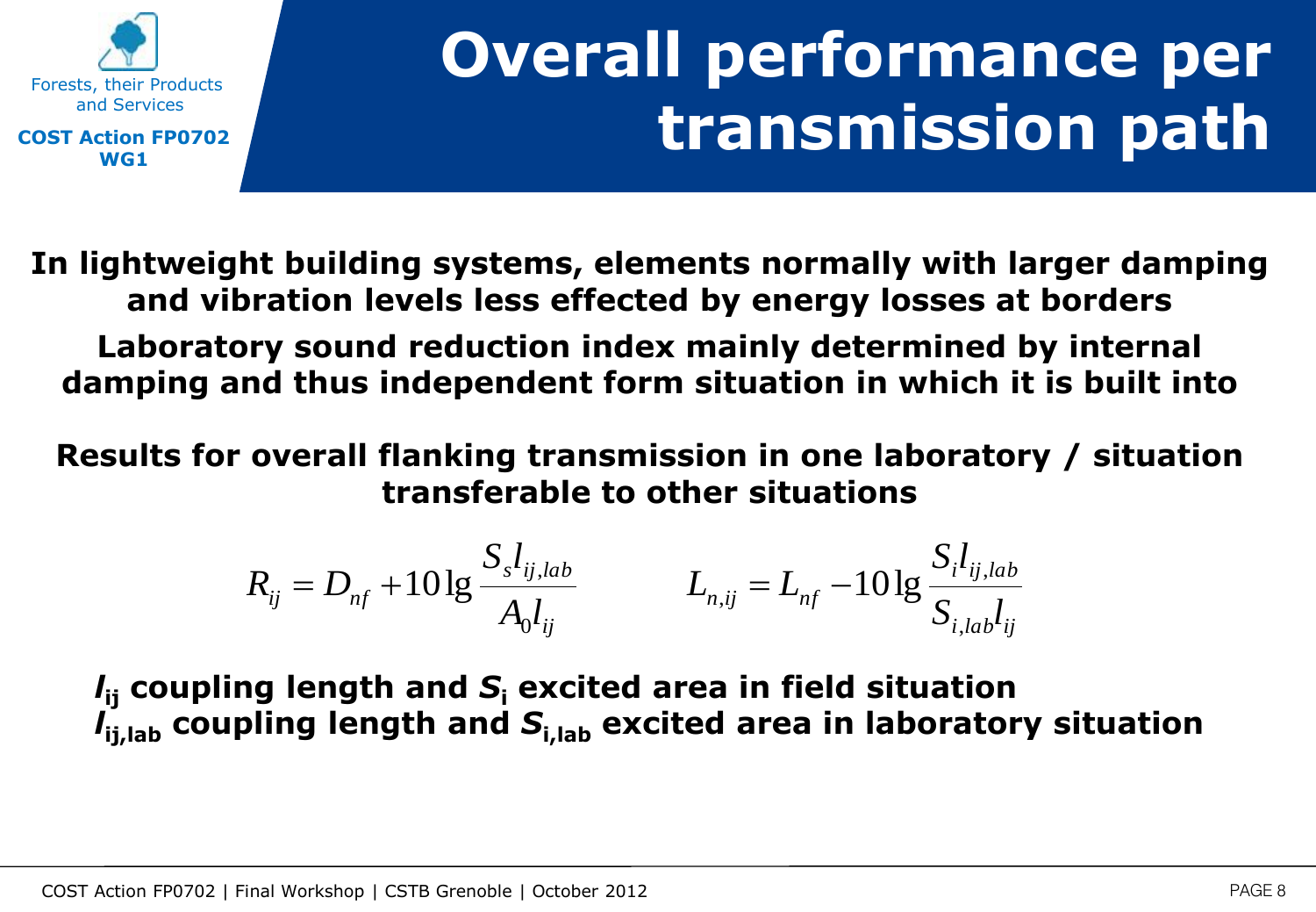# Overall performance per transmission path

**In lightweight building systems, elements normally with larger damping and vibration levels less effected by energy losses at borders**

**Laboratory sound reduction index mainly determined by internal damping and thus independent form situation in which it is built into**

**Results for overall flanking transmission in one laboratory / situation transferable to other situations**

$$R_{ij} = D_{nf} + 10\lg\frac{S_s l_{ij,lab}}{A_0 l_{ij}} \qquad L_{n,ij} = L_{nf} - 10\lg\frac{S_i l_{ij,lab}}{S_{i,lab} l_{ij}}$$

**$l_{ij}$ coupling length and $S_i$ excited area in field situation**
**$l_{ij,lab}$ coupling length and $S_{i,lab}$ excited area in laboratory situation**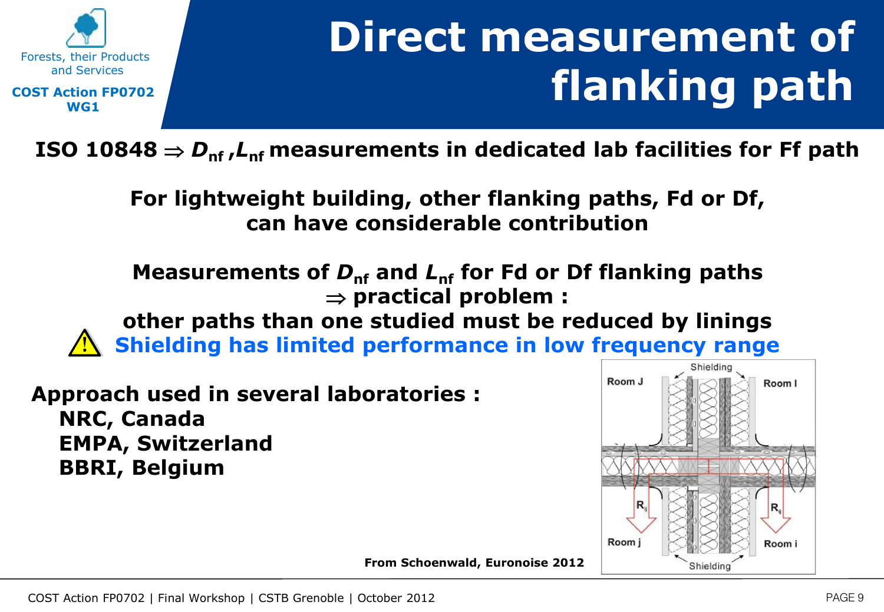# Direct measurement of flanking path

**ISO 10848 ⇒ $D_{nf}$ ,$L_{nf}$ measurements in dedicated lab facilities for Ff path**

**For lightweight building, other flanking paths, Fd or Df, can have considerable contribution**

**Measurements of $D_{nf}$ and $L_{nf}$ for Fd or Df flanking paths**
**⇒ practical problem :**
**other paths than one studied must be reduced by linings**
**Shielding has limited performance in low frequency range**

**Approach used in several laboratories :**

- **NRC, Canada**
- **EMPA, Switzerland**
- **BBRI, Belgium**

**From Schoenwald, Euronoise 2012**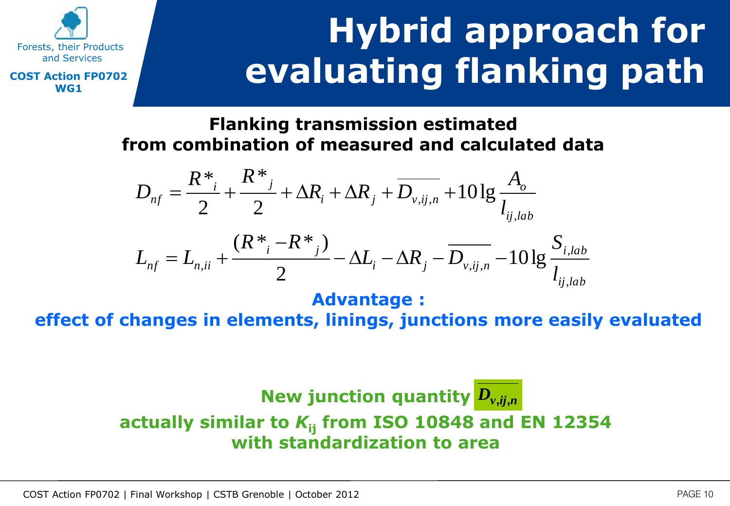Forests, their Products and Services

**COST Action FP0702 WG1**

# Hybrid approach for evaluating flanking path

**Flanking transmission estimated from combination of measured and calculated data**

$$D_{nf} = \frac{R^*_i}{2} + \frac{R^*_j}{2} + \Delta R_i + \Delta R_j + \overline{D_{v,ij,n}} + 10\lg\frac{A_o}{l_{ij,lab}}$$

$$L_{nf} = L_{n,ii} + \frac{(R^*_i - R^*_j)}{2} - \Delta L_i - \Delta R_j - \overline{D_{v,ij,n}} - 10\lg\frac{S_{i,lab}}{l_{ij,lab}}$$

**Advantage :**

**effect of changes in elements, linings, junctions more easily evaluated**

**New junction quantity $\overline{D_{v,ij,n}}$**

**actually similar to $K_{ij}$ from ISO 10848 and EN 12354 with standardization to area**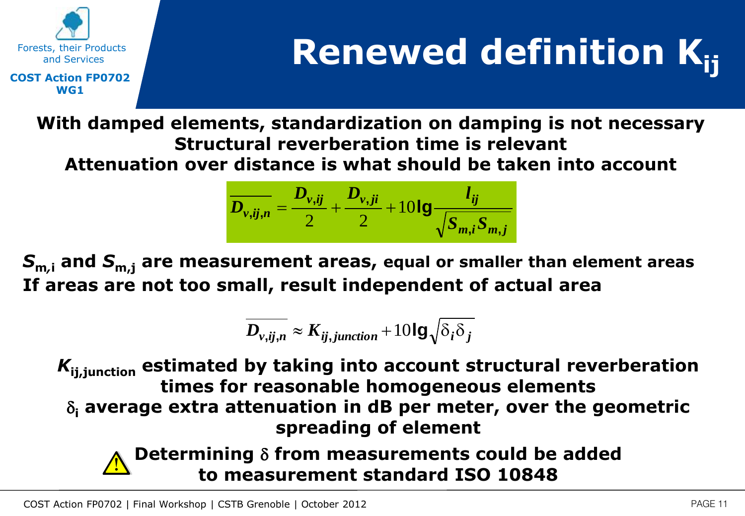# Renewed definition $K_{ij}$

**With damped elements, standardization on damping is not necessary**
**Structural reverberation time is relevant**
**Attenuation over distance is what should be taken into account**

$$\overline{D_{v,ij,n}} = \frac{D_{v,ij}}{2} + \frac{D_{v,ji}}{2} + 10\,\mathrm{lg}\frac{l_{ij}}{\sqrt{S_{m,i}S_{m,j}}}$$

**$S_{m,i}$ and $S_{m,j}$ are measurement areas, equal or smaller than element areas**
**If areas are not too small, result independent of actual area**

$$\overline{D_{v,ij,n}} \approx K_{ij,junction} + 10\,\mathrm{lg}\sqrt{\delta_i \delta_j}$$

**$K_{ij,junction}$ estimated by taking into account structural reverberation times for reasonable homogeneous elements**
**$\delta_i$ average extra attenuation in dB per meter, over the geometric spreading of element**

**Determining $\delta$ from measurements could be added to measurement standard ISO 10848**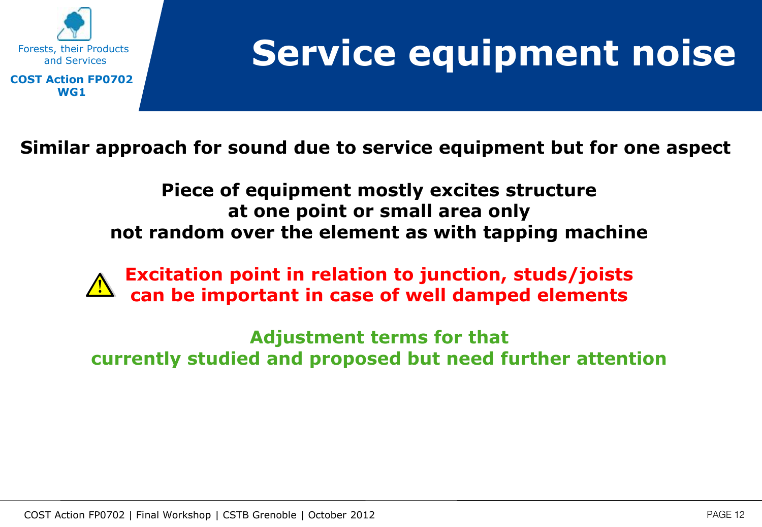# Service equipment noise

**Similar approach for sound due to service equipment but for one aspect**

**Piece of equipment mostly excites structure at one point or small area only not random over the element as with tapping machine**

**⚠ Excitation point in relation to junction, studs/joists can be important in case of well damped elements**

**Adjustment terms for that currently studied and proposed but need further attention**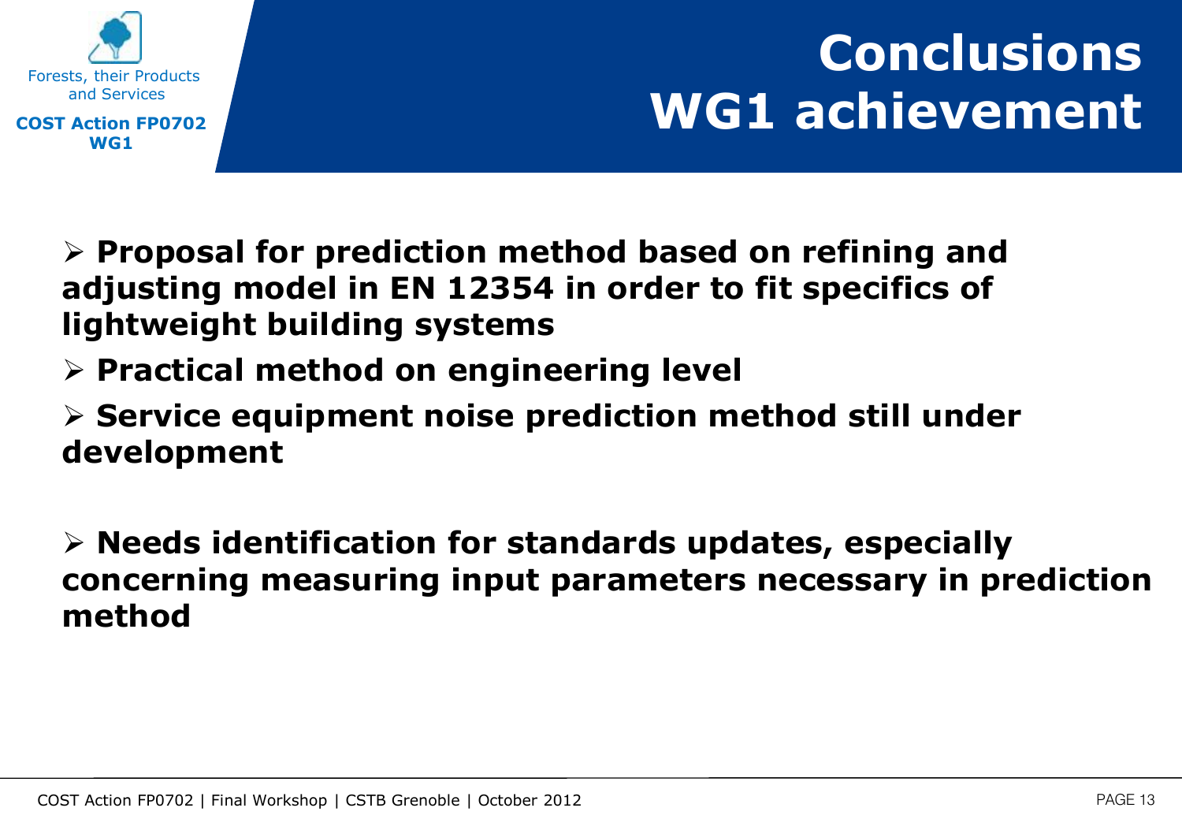# Conclusions WG1 achievement

- **Proposal for prediction method based on refining and adjusting model in EN 12354 in order to fit specifics of lightweight building systems**
- **Practical method on engineering level**
- **Service equipment noise prediction method still under development**

- **Needs identification for standards updates, especially concerning measuring input parameters necessary in prediction method**